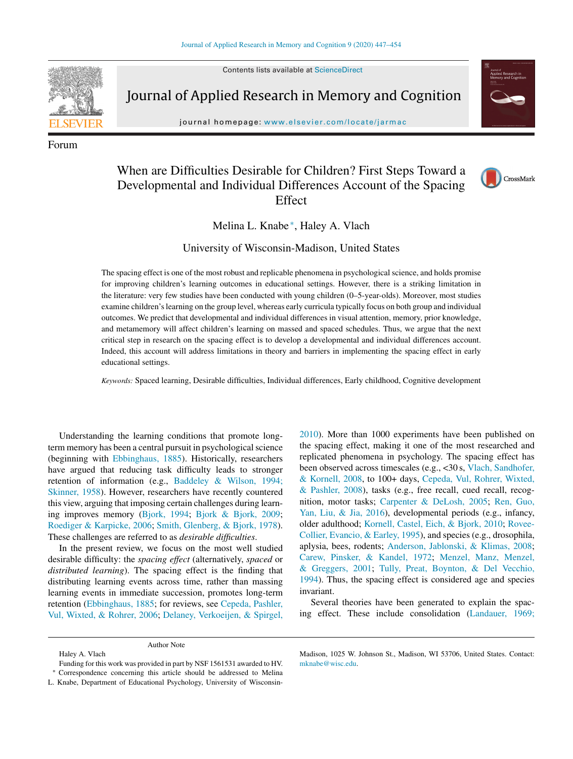Forum

# When are Difficulties Desirable for Children? First Steps Toward a Developmental and Individual Differences Account of the Spacing Effect

Melina L. Knabe*, Haley A. Vlach

University of Wisconsin-Madison, United States

The spacing effect is one of the most robust and replicable phenomena in psychological science, and holds promise for improving children's learning outcomes in educational settings. However, there is a striking limitation in the literature: very few studies have been conducted with young children (0–5-year-olds). Moreover, most studies examine children's learning on the group level, whereas early curricula typically focus on both group and individual outcomes. We predict that developmental and individual differences in visual attention, memory, prior knowledge, and metamemory will affect children's learning on massed and spaced schedules. Thus, we argue that the next critical step in research on the spacing effect is to develop a developmental and individual differences account. Indeed, this account will address limitations in theory and barriers in implementing the spacing effect in early educational settings.

*Keywords:* Spaced learning, Desirable difficulties, Individual differences, Early childhood, Cognitive development

Understanding the learning conditions that promote long-term memory has been a central pursuit in psychological science (beginning with Ebbinghaus, 1885). Historically, researchers have argued that reducing task difficulty leads to stronger retention of information (e.g., Baddeley & Wilson, 1994; Skinner, 1958). However, researchers have recently countered this view, arguing that imposing certain challenges during learning improves memory (Bjork, 1994; Bjork & Bjork, 2009; Roediger & Karpicke, 2006; Smith, Glenberg, & Bjork, 1978). These challenges are referred to as *desirable difficulties*.

In the present review, we focus on the most well studied desirable difficulty: the *spacing effect* (alternatively, *spaced* or *distributed learning*). The spacing effect is the finding that distributing learning events across time, rather than massing learning events in immediate succession, promotes long-term retention (Ebbinghaus, 1885; for reviews, see Cepeda, Pashler, Vul, Wixted, & Rohrer, 2006; Delaney, Verkoeijen, & Spirgel, 2010). More than 1000 experiments have been published on the spacing effect, making it one of the most researched and replicated phenomena in psychology. The spacing effect has been observed across timescales (e.g., <30 s, Vlach, Sandhofer, & Kornell, 2008, to 100+ days, Cepeda, Vul, Rohrer, Wixted, & Pashler, 2008), tasks (e.g., free recall, cued recall, recognition, motor tasks; Carpenter & DeLosh, 2005; Ren, Guo, Yan, Liu, & Jia, 2016), developmental periods (e.g., infancy, older adulthood; Kornell, Castel, Eich, & Bjork, 2010; Rovee-Collier, Evancio, & Earley, 1995), and species (e.g., drosophila, aplysia, bees, rodents; Anderson, Jablonski, & Klimas, 2008; Carew, Pinsker, & Kandel, 1972; Menzel, Manz, Menzel, & Greggers, 2001; Tully, Preat, Boynton, & Del Vecchio, 1994). Thus, the spacing effect is considered age and species invariant.

Several theories have been generated to explain the spacing effect. These include consolidation (Landauer, 1969;

Author Note

Haley A. Vlach

Funding for this work was provided in part by NSF 1561531 awarded to HV.

* Correspondence concerning this article should be addressed to Melina L. Knabe, Department of Educational Psychology, University of Wisconsin-Madison, 1025 W. Johnson St., Madison, WI 53706, United States. Contact: mknabe@wisc.edu.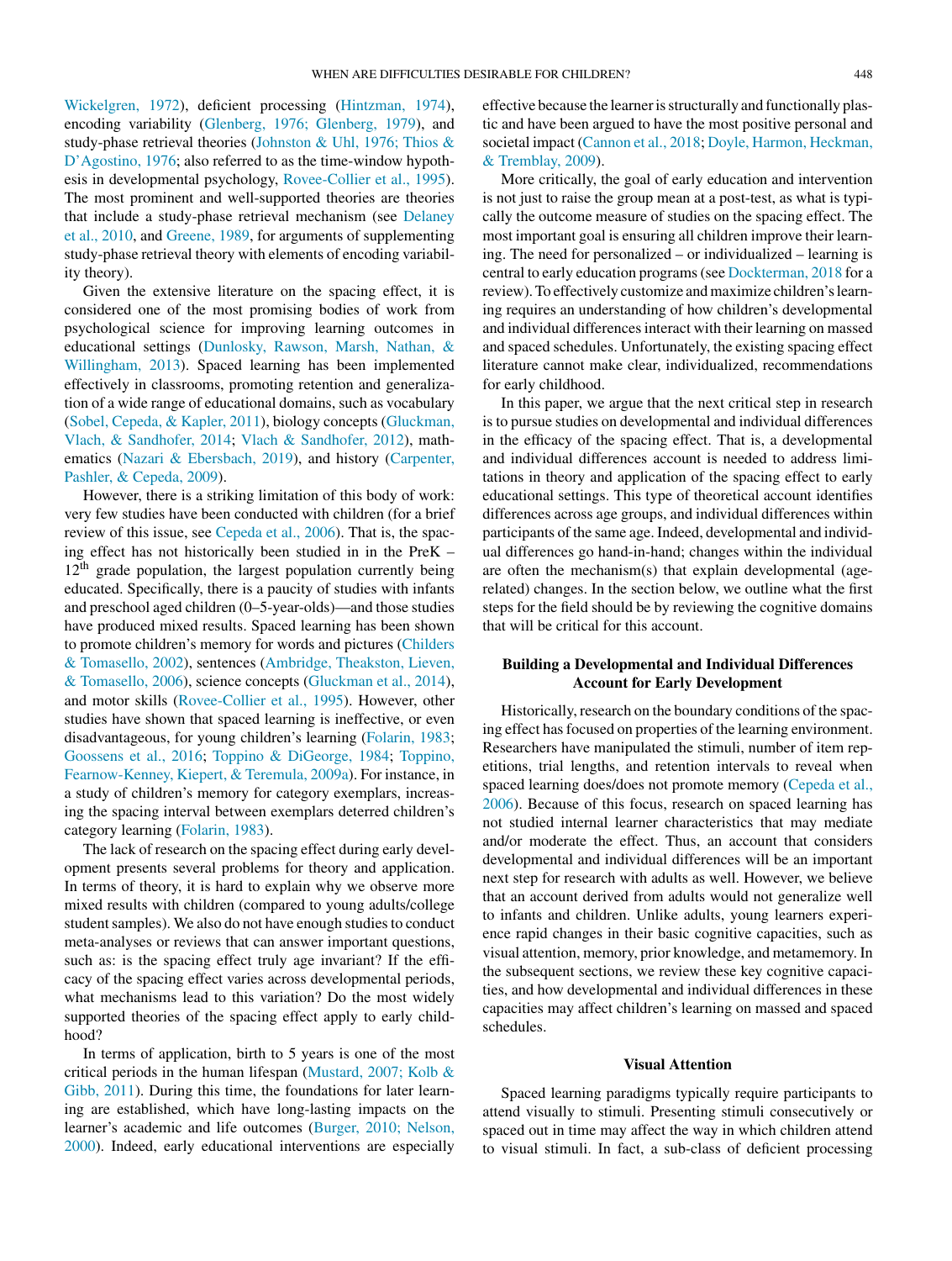Wickelgren, 1972), deficient processing (Hintzman, 1974), encoding variability (Glenberg, 1976; Glenberg, 1979), and study-phase retrieval theories (Johnston & Uhl, 1976; Thios & D'Agostino, 1976; also referred to as the time-window hypothesis in developmental psychology, Rovee-Collier et al., 1995). The most prominent and well-supported theories are theories that include a study-phase retrieval mechanism (see Delaney et al., 2010, and Greene, 1989, for arguments of supplementing study-phase retrieval theory with elements of encoding variability theory).

Given the extensive literature on the spacing effect, it is considered one of the most promising bodies of work from psychological science for improving learning outcomes in educational settings (Dunlosky, Rawson, Marsh, Nathan, & Willingham, 2013). Spaced learning has been implemented effectively in classrooms, promoting retention and generalization of a wide range of educational domains, such as vocabulary (Sobel, Cepeda, & Kapler, 2011), biology concepts (Gluckman, Vlach, & Sandhofer, 2014; Vlach & Sandhofer, 2012), mathematics (Nazari & Ebersbach, 2019), and history (Carpenter, Pashler, & Cepeda, 2009).

However, there is a striking limitation of this body of work: very few studies have been conducted with children (for a brief review of this issue, see Cepeda et al., 2006). That is, the spacing effect has not historically been studied in in the PreK – 12th grade population, the largest population currently being educated. Specifically, there is a paucity of studies with infants and preschool aged children (0–5-year-olds)—and those studies have produced mixed results. Spaced learning has been shown to promote children's memory for words and pictures (Childers & Tomasello, 2002), sentences (Ambridge, Theakston, Lieven, & Tomasello, 2006), science concepts (Gluckman et al., 2014), and motor skills (Rovee-Collier et al., 1995). However, other studies have shown that spaced learning is ineffective, or even disadvantageous, for young children's learning (Folarin, 1983; Goossens et al., 2016; Toppino & DiGeorge, 1984; Toppino, Fearnow-Kenney, Kiepert, & Teremula, 2009a). For instance, in a study of children's memory for category exemplars, increasing the spacing interval between exemplars deterred children's category learning (Folarin, 1983).

The lack of research on the spacing effect during early development presents several problems for theory and application. In terms of theory, it is hard to explain why we observe more mixed results with children (compared to young adults/college student samples). We also do not have enough studies to conduct meta-analyses or reviews that can answer important questions, such as: is the spacing effect truly age invariant? If the efficacy of the spacing effect varies across developmental periods, what mechanisms lead to this variation? Do the most widely supported theories of the spacing effect apply to early childhood?

In terms of application, birth to 5 years is one of the most critical periods in the human lifespan (Mustard, 2007; Kolb & Gibb, 2011). During this time, the foundations for later learning are established, which have long-lasting impacts on the learner's academic and life outcomes (Burger, 2010; Nelson, 2000). Indeed, early educational interventions are especially effective because the learner is structurally and functionally plastic and have been argued to have the most positive personal and societal impact (Cannon et al., 2018; Doyle, Harmon, Heckman, & Tremblay, 2009).

More critically, the goal of early education and intervention is not just to raise the group mean at a post-test, as what is typically the outcome measure of studies on the spacing effect. The most important goal is ensuring all children improve their learning. The need for personalized – or individualized – learning is central to early education programs (see Dockterman, 2018 for a review). To effectively customize and maximize children's learning requires an understanding of how children's developmental and individual differences interact with their learning on massed and spaced schedules. Unfortunately, the existing spacing effect literature cannot make clear, individualized, recommendations for early childhood.

In this paper, we argue that the next critical step in research is to pursue studies on developmental and individual differences in the efficacy of the spacing effect. That is, a developmental and individual differences account is needed to address limitations in theory and application of the spacing effect to early educational settings. This type of theoretical account identifies differences across age groups, and individual differences within participants of the same age. Indeed, developmental and individual differences go hand-in-hand; changes within the individual are often the mechanism(s) that explain developmental (age-related) changes. In the section below, we outline what the first steps for the field should be by reviewing the cognitive domains that will be critical for this account.

## Building a Developmental and Individual Differences Account for Early Development

Historically, research on the boundary conditions of the spacing effect has focused on properties of the learning environment. Researchers have manipulated the stimuli, number of item repetitions, trial lengths, and retention intervals to reveal when spaced learning does/does not promote memory (Cepeda et al., 2006). Because of this focus, research on spaced learning has not studied internal learner characteristics that may mediate and/or moderate the effect. Thus, an account that considers developmental and individual differences will be an important next step for research with adults as well. However, we believe that an account derived from adults would not generalize well to infants and children. Unlike adults, young learners experience rapid changes in their basic cognitive capacities, such as visual attention, memory, prior knowledge, and metamemory. In the subsequent sections, we review these key cognitive capacities, and how developmental and individual differences in these capacities may affect children's learning on massed and spaced schedules.

### Visual Attention

Spaced learning paradigms typically require participants to attend visually to stimuli. Presenting stimuli consecutively or spaced out in time may affect the way in which children attend to visual stimuli. In fact, a sub-class of deficient processing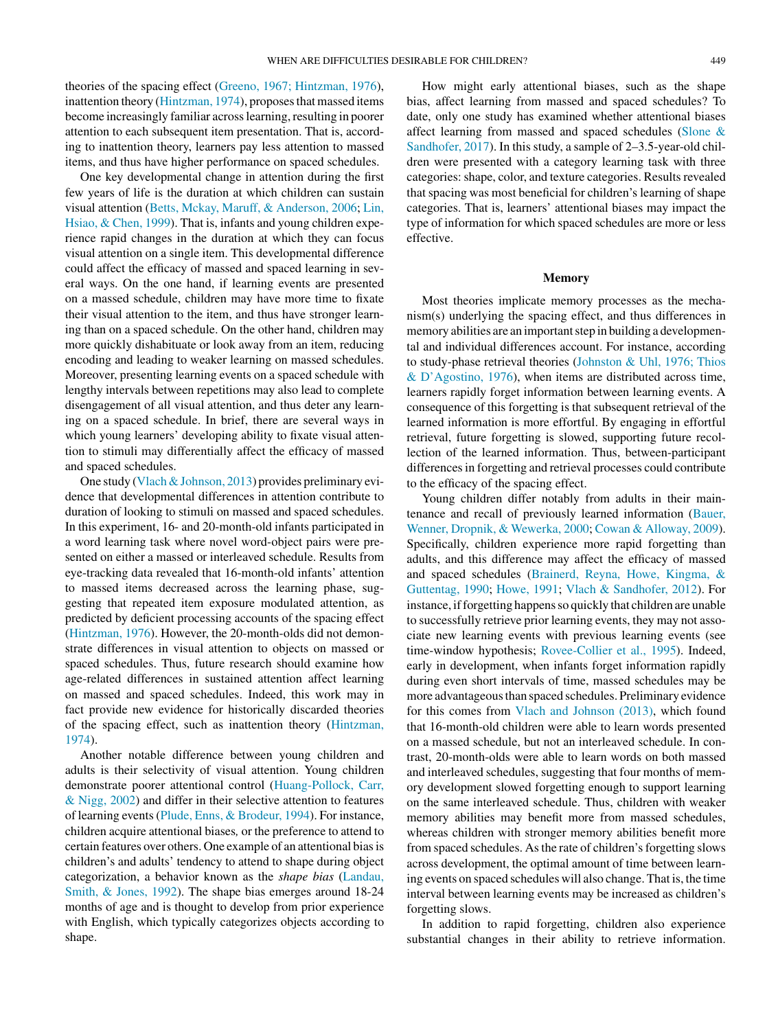theories of the spacing effect (Greeno, 1967; Hintzman, 1976), inattention theory (Hintzman, 1974), proposes that massed items become increasingly familiar across learning, resulting in poorer attention to each subsequent item presentation. That is, according to inattention theory, learners pay less attention to massed items, and thus have higher performance on spaced schedules.

One key developmental change in attention during the first few years of life is the duration at which children can sustain visual attention (Betts, Mckay, Maruff, & Anderson, 2006; Lin, Hsiao, & Chen, 1999). That is, infants and young children experience rapid changes in the duration at which they can focus visual attention on a single item. This developmental difference could affect the efficacy of massed and spaced learning in several ways. On the one hand, if learning events are presented on a massed schedule, children may have more time to fixate their visual attention to the item, and thus have stronger learning than on a spaced schedule. On the other hand, children may more quickly dishabituate or look away from an item, reducing encoding and leading to weaker learning on massed schedules. Moreover, presenting learning events on a spaced schedule with lengthy intervals between repetitions may also lead to complete disengagement of all visual attention, and thus deter any learning on a spaced schedule. In brief, there are several ways in which young learners' developing ability to fixate visual attention to stimuli may differentially affect the efficacy of massed and spaced schedules.

One study (Vlach & Johnson, 2013) provides preliminary evidence that developmental differences in attention contribute to duration of looking to stimuli on massed and spaced schedules. In this experiment, 16- and 20-month-old infants participated in a word learning task where novel word-object pairs were presented on either a massed or interleaved schedule. Results from eye-tracking data revealed that 16-month-old infants' attention to massed items decreased across the learning phase, suggesting that repeated item exposure modulated attention, as predicted by deficient processing accounts of the spacing effect (Hintzman, 1976). However, the 20-month-olds did not demonstrate differences in visual attention to objects on massed or spaced schedules. Thus, future research should examine how age-related differences in sustained attention affect learning on massed and spaced schedules. Indeed, this work may in fact provide new evidence for historically discarded theories of the spacing effect, such as inattention theory (Hintzman, 1974).

Another notable difference between young children and adults is their selectivity of visual attention. Young children demonstrate poorer attentional control (Huang-Pollock, Carr, & Nigg, 2002) and differ in their selective attention to features of learning events (Plude, Enns, & Brodeur, 1994). For instance, children acquire attentional biases, or the preference to attend to certain features over others. One example of an attentional bias is children's and adults' tendency to attend to shape during object categorization, a behavior known as the *shape bias* (Landau, Smith, & Jones, 1992). The shape bias emerges around 18-24 months of age and is thought to develop from prior experience with English, which typically categorizes objects according to shape.

How might early attentional biases, such as the shape bias, affect learning from massed and spaced schedules? To date, only one study has examined whether attentional biases affect learning from massed and spaced schedules (Slone & Sandhofer, 2017). In this study, a sample of 2–3.5-year-old children were presented with a category learning task with three categories: shape, color, and texture categories. Results revealed that spacing was most beneficial for children's learning of shape categories. That is, learners' attentional biases may impact the type of information for which spaced schedules are more or less effective.

## Memory

Most theories implicate memory processes as the mechanism(s) underlying the spacing effect, and thus differences in memory abilities are an important step in building a developmental and individual differences account. For instance, according to study-phase retrieval theories (Johnston & Uhl, 1976; Thios & D'Agostino, 1976), when items are distributed across time, learners rapidly forget information between learning events. A consequence of this forgetting is that subsequent retrieval of the learned information is more effortful. By engaging in effortful retrieval, future forgetting is slowed, supporting future recollection of the learned information. Thus, between-participant differences in forgetting and retrieval processes could contribute to the efficacy of the spacing effect.

Young children differ notably from adults in their maintenance and recall of previously learned information (Bauer, Wenner, Dropnik, & Wewerka, 2000; Cowan & Alloway, 2009). Specifically, children experience more rapid forgetting than adults, and this difference may affect the efficacy of massed and spaced schedules (Brainerd, Reyna, Howe, Kingma, & Guttentag, 1990; Howe, 1991; Vlach & Sandhofer, 2012). For instance, if forgetting happens so quickly that children are unable to successfully retrieve prior learning events, they may not associate new learning events with previous learning events (see time-window hypothesis; Rovee-Collier et al., 1995). Indeed, early in development, when infants forget information rapidly during even short intervals of time, massed schedules may be more advantageous than spaced schedules. Preliminary evidence for this comes from Vlach and Johnson (2013), which found that 16-month-old children were able to learn words presented on a massed schedule, but not an interleaved schedule. In contrast, 20-month-olds were able to learn words on both massed and interleaved schedules, suggesting that four months of memory development slowed forgetting enough to support learning on the same interleaved schedule. Thus, children with weaker memory abilities may benefit more from massed schedules, whereas children with stronger memory abilities benefit more from spaced schedules. As the rate of children's forgetting slows across development, the optimal amount of time between learning events on spaced schedules will also change. That is, the time interval between learning events may be increased as children's forgetting slows.

In addition to rapid forgetting, children also experience substantial changes in their ability to retrieve information.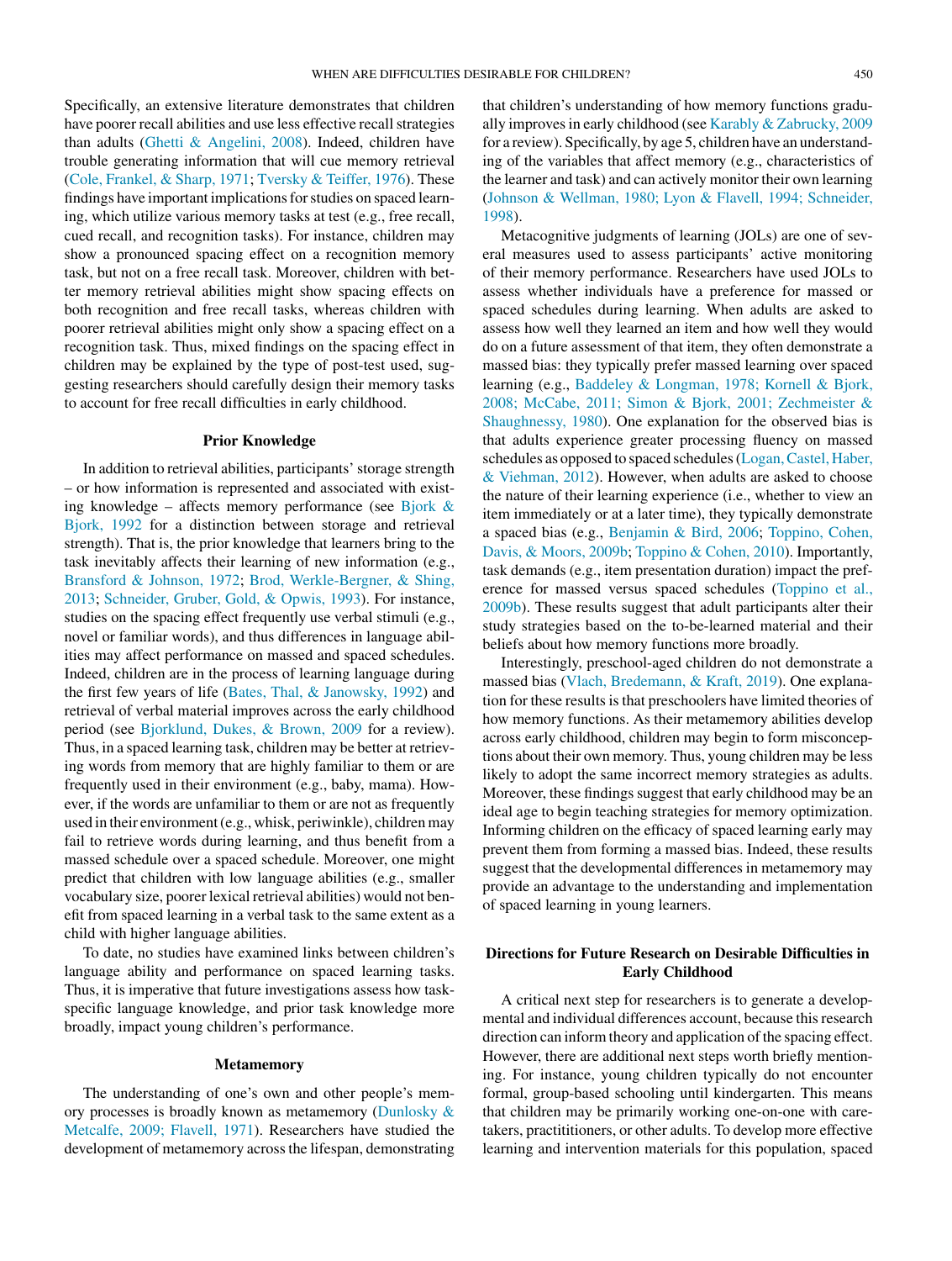Specifically, an extensive literature demonstrates that children have poorer recall abilities and use less effective recall strategies than adults (Ghetti & Angelini, 2008). Indeed, children have trouble generating information that will cue memory retrieval (Cole, Frankel, & Sharp, 1971; Tversky & Teiffer, 1976). These findings have important implications for studies on spaced learning, which utilize various memory tasks at test (e.g., free recall, cued recall, and recognition tasks). For instance, children may show a pronounced spacing effect on a recognition memory task, but not on a free recall task. Moreover, children with better memory retrieval abilities might show spacing effects on both recognition and free recall tasks, whereas children with poorer retrieval abilities might only show a spacing effect on a recognition task. Thus, mixed findings on the spacing effect in children may be explained by the type of post-test used, suggesting researchers should carefully design their memory tasks to account for free recall difficulties in early childhood.

### Prior Knowledge

In addition to retrieval abilities, participants' storage strength – or how information is represented and associated with existing knowledge – affects memory performance (see Bjork & Bjork, 1992 for a distinction between storage and retrieval strength). That is, the prior knowledge that learners bring to the task inevitably affects their learning of new information (e.g., Bransford & Johnson, 1972; Brod, Werkle-Bergner, & Shing, 2013; Schneider, Gruber, Gold, & Opwis, 1993). For instance, studies on the spacing effect frequently use verbal stimuli (e.g., novel or familiar words), and thus differences in language abilities may affect performance on massed and spaced schedules. Indeed, children are in the process of learning language during the first few years of life (Bates, Thal, & Janowsky, 1992) and retrieval of verbal material improves across the early childhood period (see Bjorklund, Dukes, & Brown, 2009 for a review). Thus, in a spaced learning task, children may be better at retrieving words from memory that are highly familiar to them or are frequently used in their environment (e.g., baby, mama). However, if the words are unfamiliar to them or are not as frequently used in their environment (e.g., whisk, periwinkle), children may fail to retrieve words during learning, and thus benefit from a massed schedule over a spaced schedule. Moreover, one might predict that children with low language abilities (e.g., smaller vocabulary size, poorer lexical retrieval abilities) would not benefit from spaced learning in a verbal task to the same extent as a child with higher language abilities.

To date, no studies have examined links between children's language ability and performance on spaced learning tasks. Thus, it is imperative that future investigations assess how task-specific language knowledge, and prior task knowledge more broadly, impact young children's performance.

### Metamemory

The understanding of one's own and other people's memory processes is broadly known as metamemory (Dunlosky & Metcalfe, 2009; Flavell, 1971). Researchers have studied the development of metamemory across the lifespan, demonstrating that children's understanding of how memory functions gradually improves in early childhood (see Karably & Zabrucky, 2009 for a review). Specifically, by age 5, children have an understanding of the variables that affect memory (e.g., characteristics of the learner and task) and can actively monitor their own learning (Johnson & Wellman, 1980; Lyon & Flavell, 1994; Schneider, 1998).

Metacognitive judgments of learning (JOLs) are one of several measures used to assess participants' active monitoring of their memory performance. Researchers have used JOLs to assess whether individuals have a preference for massed or spaced schedules during learning. When adults are asked to assess how well they learned an item and how well they would do on a future assessment of that item, they often demonstrate a massed bias: they typically prefer massed learning over spaced learning (e.g., Baddeley & Longman, 1978; Kornell & Bjork, 2008; McCabe, 2011; Simon & Bjork, 2001; Zechmeister & Shaughnessy, 1980). One explanation for the observed bias is that adults experience greater processing fluency on massed schedules as opposed to spaced schedules (Logan, Castel, Haber, & Viehman, 2012). However, when adults are asked to choose the nature of their learning experience (i.e., whether to view an item immediately or at a later time), they typically demonstrate a spaced bias (e.g., Benjamin & Bird, 2006; Toppino, Cohen, Davis, & Moors, 2009b; Toppino & Cohen, 2010). Importantly, task demands (e.g., item presentation duration) impact the preference for massed versus spaced schedules (Toppino et al., 2009b). These results suggest that adult participants alter their study strategies based on the to-be-learned material and their beliefs about how memory functions more broadly.

Interestingly, preschool-aged children do not demonstrate a massed bias (Vlach, Bredemann, & Kraft, 2019). One explanation for these results is that preschoolers have limited theories of how memory functions. As their metamemory abilities develop across early childhood, children may begin to form misconceptions about their own memory. Thus, young children may be less likely to adopt the same incorrect memory strategies as adults. Moreover, these findings suggest that early childhood may be an ideal age to begin teaching strategies for memory optimization. Informing children on the efficacy of spaced learning early may prevent them from forming a massed bias. Indeed, these results suggest that the developmental differences in metamemory may provide an advantage to the understanding and implementation of spaced learning in young learners.

## Directions for Future Research on Desirable Difficulties in Early Childhood

A critical next step for researchers is to generate a developmental and individual differences account, because this research direction can inform theory and application of the spacing effect. However, there are additional next steps worth briefly mentioning. For instance, young children typically do not encounter formal, group-based schooling until kindergarten. This means that children may be primarily working one-on-one with caretakers, practitioners, or other adults. To develop more effective learning and intervention materials for this population, spaced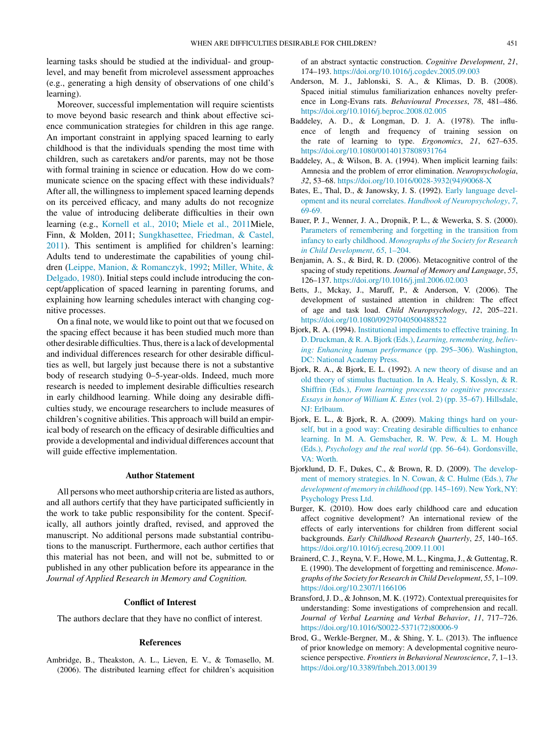learning tasks should be studied at the individual- and group-level, and may benefit from microlevel assessment approaches (e.g., generating a high density of observations of one child's learning).

Moreover, successful implementation will require scientists to move beyond basic research and think about effective science communication strategies for children in this age range. An important constraint in applying spaced learning to early childhood is that the individuals spending the most time with children, such as caretakers and/or parents, may not be those with formal training in science or education. How do we communicate science on the spacing effect with these individuals? After all, the willingness to implement spaced learning depends on its perceived efficacy, and many adults do not recognize the value of introducing deliberate difficulties in their own learning (e.g., Kornell et al., 2010; Miele et al., 2011Miele, Finn, & Molden, 2011; Sungkhasettee, Friedman, & Castel, 2011). This sentiment is amplified for children's learning: Adults tend to underestimate the capabilities of young children (Leippe, Manion, & Romanczyk, 1992; Miller, White, & Delgado, 1980). Initial steps could include introducing the concept/application of spaced learning in parenting forums, and explaining how learning schedules interact with changing cognitive processes.

On a final note, we would like to point out that we focused on the spacing effect because it has been studied much more than other desirable difficulties. Thus, there is a lack of developmental and individual differences research for other desirable difficulties as well, but largely just because there is not a substantive body of research studying 0–5-year-olds. Indeed, much more research is needed to implement desirable difficulties research in early childhood learning. While doing any desirable difficulties study, we encourage researchers to include measures of children's cognitive abilities. This approach will build an empirical body of research on the efficacy of desirable difficulties and provide a developmental and individual differences account that will guide effective implementation.

## Author Statement

All persons who meet authorship criteria are listed as authors, and all authors certify that they have participated sufficiently in the work to take public responsibility for the content. Specifically, all authors jointly drafted, revised, and approved the manuscript. No additional persons made substantial contributions to the manuscript. Furthermore, each author certifies that this material has not been, and will not be, submitted to or published in any other publication before its appearance in the *Journal of Applied Research in Memory and Cognition.*

## Conflict of Interest

The authors declare that they have no conflict of interest.

## References

Ambridge, B., Theakston, A. L., Lieven, E. V., & Tomasello, M. (2006). The distributed learning effect for children's acquisition of an abstract syntactic construction. *Cognitive Development*, *21*, 174–193. https://doi.org/10.1016/j.cogdev.2005.09.003

Anderson, M. J., Jablonski, S. A., & Klimas, D. B. (2008). Spaced initial stimulus familiarization enhances novelty preference in Long-Evans rats. *Behavioural Processes*, *78*, 481–486. https://doi.org/10.1016/j.beproc.2008.02.005

Baddeley, A. D., & Longman, D. J. A. (1978). The influence of length and frequency of training session on the rate of learning to type. *Ergonomics*, *21*, 627–635. https://doi.org/10.1080/00140137808931764

Baddeley, A., & Wilson, B. A. (1994). When implicit learning fails: Amnesia and the problem of error elimination. *Neuropsychologia*, *32*, 53–68. https://doi.org/10.1016/0028-3932(94)90068-X

Bates, E., Thal, D., & Janowsky, J. S. (1992). Early language development and its neural correlates. *Handbook of Neuropsychology*, *7*, 69-69.

Bauer, P. J., Wenner, J. A., Dropnik, P. L., & Wewerka, S. S. (2000). Parameters of remembering and forgetting in the transition from infancy to early childhood. *Monographs of the Society for Research in Child Development*, *65*, 1–204.

Benjamin, A. S., & Bird, R. D. (2006). Metacognitive control of the spacing of study repetitions. *Journal of Memory and Language*, *55*, 126–137. https://doi.org/10.1016/j.jml.2006.02.003

Betts, J., Mckay, J., Maruff, P., & Anderson, V. (2006). The development of sustained attention in children: The effect of age and task load. *Child Neuropsychology*, *12*, 205–221. https://doi.org/10.1080/09297040500488522

Bjork, R. A. (1994). Institutional impediments to effective training. In D. Druckman, & R. A. Bjork (Eds.), *Learning, remembering, believing: Enhancing human performance* (pp. 295–306). Washington, DC: National Academy Press.

Bjork, R. A., & Bjork, E. L. (1992). A new theory of disuse and an old theory of stimulus fluctuation. In A. Healy, S. Kosslyn, & R. Shiffrin (Eds.), *From learning processes to cognitive processes: Essays in honor of William K. Estes* (vol. 2) (pp. 35–67). Hillsdale, NJ: Erlbaum.

Bjork, E. L., & Bjork, R. A. (2009). Making things hard on yourself, but in a good way: Creating desirable difficulties to enhance learning. In M. A. Gemsbacher, R. W. Pew, & L. M. Hough (Eds.), *Psychology and the real world* (pp. 56–64). Gordonsville, VA: Worth.

Bjorklund, D. F., Dukes, C., & Brown, R. D. (2009). The development of memory strategies. In N. Cowan, & C. Hulme (Eds.), *The development of memory in childhood* (pp. 145–169). New York, NY: Psychology Press Ltd.

Burger, K. (2010). How does early childhood care and education affect cognitive development? An international review of the effects of early interventions for children from different social backgrounds. *Early Childhood Research Quarterly*, *25*, 140–165. https://doi.org/10.1016/j.ecresq.2009.11.001

Brainerd, C. J., Reyna, V. F., Howe, M. L., Kingma, J., & Guttentag, R. E. (1990). The development of forgetting and reminiscence. *Monographs of the Society for Research in Child Development*, *55*, 1–109. https://doi.org/10.2307/1166106

Bransford, J. D., & Johnson, M. K. (1972). Contextual prerequisites for understanding: Some investigations of comprehension and recall. *Journal of Verbal Learning and Verbal Behavior*, *11*, 717–726. https://doi.org/10.1016/S0022-5371(72)80006-9

Brod, G., Werkle-Bergner, M., & Shing, Y. L. (2013). The influence of prior knowledge on memory: A developmental cognitive neuroscience perspective. *Frontiers in Behavioral Neuroscience*, *7*, 1–13. https://doi.org/10.3389/fnbeh.2013.00139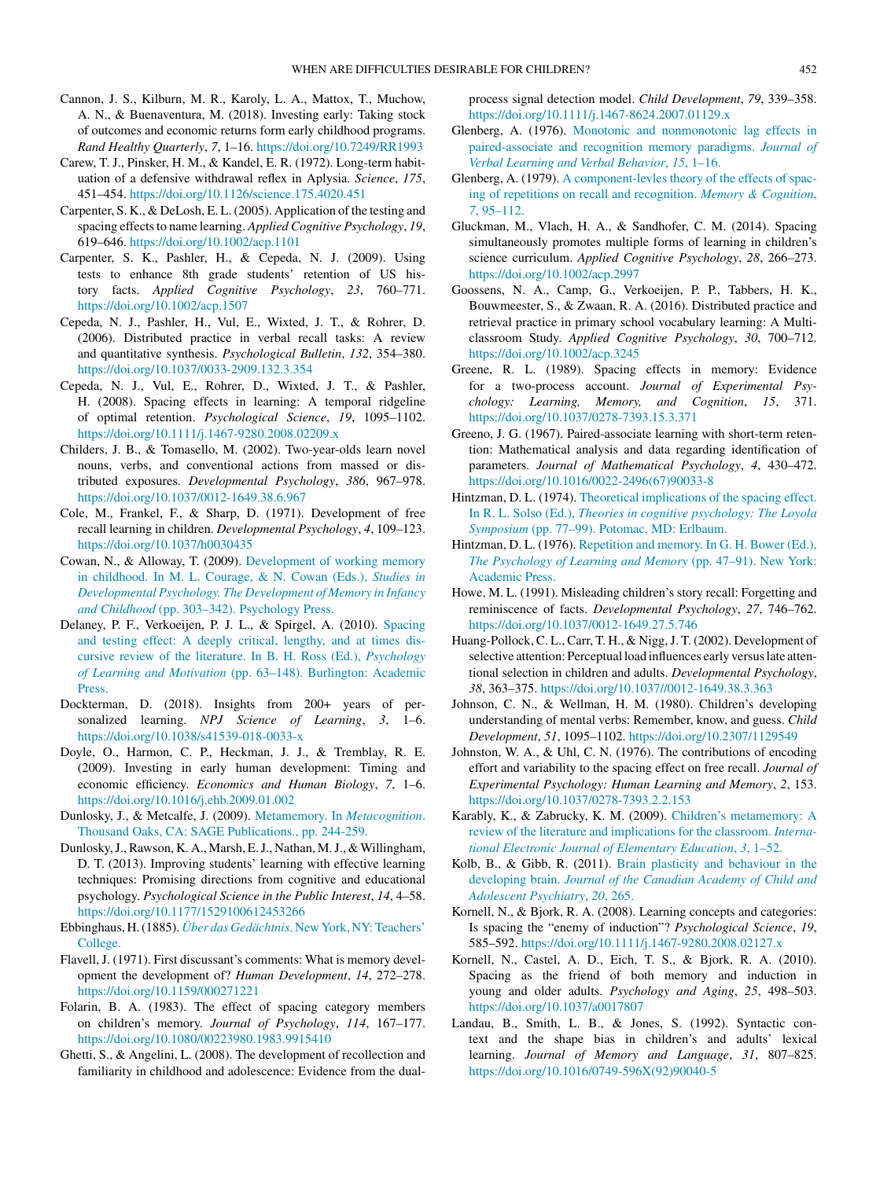Cannon, J. S., Kilburn, M. R., Karoly, L. A., Mattox, T., Muchow, A. N., & Buenaventura, M. (2018). Investing early: Taking stock of outcomes and economic returns form early childhood programs. *Rand Healthy Quarterly*, *7*, 1–16. https://doi.org/10.7249/RR1993

Carew, T. J., Pinsker, H. M., & Kandel, E. R. (1972). Long-term habituation of a defensive withdrawal reflex in Aplysia. *Science*, *175*, 451–454. https://doi.org/10.1126/science.175.4020.451

Carpenter, S. K., & DeLosh, E. L. (2005). Application of the testing and spacing effects to name learning. *Applied Cognitive Psychology*, *19*, 619–646. https://doi.org/10.1002/acp.1101

Carpenter, S. K., Pashler, H., & Cepeda, N. J. (2009). Using tests to enhance 8th grade students' retention of US history facts. *Applied Cognitive Psychology*, *23*, 760–771. https://doi.org/10.1002/acp.1507

Cepeda, N. J., Pashler, H., Vul, E., Wixted, J. T., & Rohrer, D. (2006). Distributed practice in verbal recall tasks: A review and quantitative synthesis. *Psychological Bulletin*, *132*, 354–380. https://doi.org/10.1037/0033-2909.132.3.354

Cepeda, N. J., Vul, E., Rohrer, D., Wixted, J. T., & Pashler, H. (2008). Spacing effects in learning: A temporal ridgeline of optimal retention. *Psychological Science*, *19*, 1095–1102. https://doi.org/10.1111/j.1467-9280.2008.02209.x

Childers, J. B., & Tomasello, M. (2002). Two-year-olds learn novel nouns, verbs, and conventional actions from massed or distributed exposures. *Developmental Psychology*, *386*, 967–978. https://doi.org/10.1037/0012-1649.38.6.967

Cole, M., Frankel, F., & Sharp, D. (1971). Development of free recall learning in children. *Developmental Psychology*, *4*, 109–123. https://doi.org/10.1037/h0030435

Cowan, N., & Alloway, T. (2009). Development of working memory in childhood. In M. L. Courage, & N. Cowan (Eds.), *Studies in Developmental Psychology. The Development of Memory in Infancy and Childhood* (pp. 303–342). Psychology Press.

Delaney, P. F., Verkoeijen, P. J. L., & Spirgel, A. (2010). Spacing and testing effect: A deeply critical, lengthy, and at times discursive review of the literature. In B. H. Ross (Ed.), *Psychology of Learning and Motivation* (pp. 63–148). Burlington: Academic Press.

Dockterman, D. (2018). Insights from 200+ years of personalized learning. *NPJ Science of Learning*, *3*, 1–6. https://doi.org/10.1038/s41539-018-0033-x

Doyle, O., Harmon, C. P., Heckman, J. J., & Tremblay, R. E. (2009). Investing in early human development: Timing and economic efficiency. *Economics and Human Biology*, *7*, 1–6. https://doi.org/10.1016/j.ehb.2009.01.002

Dunlosky, J., & Metcalfe, J. (2009). Metamemory. In *Metacognition*. Thousand Oaks, CA: SAGE Publications., pp. 244-259.

Dunlosky, J., Rawson, K. A., Marsh, E. J., Nathan, M. J., & Willingham, D. T. (2013). Improving students' learning with effective learning techniques: Promising directions from cognitive and educational psychology. *Psychological Science in the Public Interest*, *14*, 4–58. https://doi.org/10.1177/1529100612453266

Ebbinghaus, H. (1885). *Über das Gedächtnis*. New York, NY: Teachers' College.

Flavell, J. (1971). First discussant's comments: What is memory development the development of? *Human Development*, *14*, 272–278. https://doi.org/10.1159/000271221

Folarin, B. A. (1983). The effect of spacing category members on children's memory. *Journal of Psychology*, *114*, 167–177. https://doi.org/10.1080/00223980.1983.9915410

Ghetti, S., & Angelini, L. (2008). The development of recollection and familiarity in childhood and adolescence: Evidence from the dual-process signal detection model. *Child Development*, *79*, 339–358. https://doi.org/10.1111/j.1467-8624.2007.01129.x

Glenberg, A. (1976). Monotonic and nonmonotonic lag effects in paired-associate and recognition memory paradigms. *Journal of Verbal Learning and Verbal Behavior*, *15*, 1–16.

Glenberg, A. (1979). A component-levles theory of the effects of spacing of repetitions on recall and recognition. *Memory & Cognition*, *7*, 95–112.

Gluckman, M., Vlach, H. A., & Sandhofer, C. M. (2014). Spacing simultaneously promotes multiple forms of learning in children's science curriculum. *Applied Cognitive Psychology*, *28*, 266–273. https://doi.org/10.1002/acp.2997

Goossens, N. A., Camp, G., Verkoeijen, P. P., Tabbers, H. K., Bouwmeester, S., & Zwaan, R. A. (2016). Distributed practice and retrieval practice in primary school vocabulary learning: A Multi-classroom Study. *Applied Cognitive Psychology*, *30*, 700–712. https://doi.org/10.1002/acp.3245

Greene, R. L. (1989). Spacing effects in memory: Evidence for a two-process account. *Journal of Experimental Psychology: Learning, Memory, and Cognition*, *15*, 371. https://doi.org/10.1037/0278-7393.15.3.371

Greeno, J. G. (1967). Paired-associate learning with short-term retention: Mathematical analysis and data regarding identification of parameters. *Journal of Mathematical Psychology*, *4*, 430–472. https://doi.org/10.1016/0022-2496(67)90033-8

Hintzman, D. L. (1974). Theoretical implications of the spacing effect. In R. L. Solso (Ed.), *Theories in cognitive psychology: The Loyola Symposium* (pp. 77–99). Potomac, MD: Erlbaum.

Hintzman, D. L. (1976). Repetition and memory. In G. H. Bower (Ed.), *The Psychology of Learning and Memory* (pp. 47–91). New York: Academic Press.

Howe, M. L. (1991). Misleading children's story recall: Forgetting and reminiscence of facts. *Developmental Psychology*, *27*, 746–762. https://doi.org/10.1037/0012-1649.27.5.746

Huang-Pollock, C. L., Carr, T. H., & Nigg, J. T. (2002). Development of selective attention: Perceptual load influences early versus late attentional selection in children and adults. *Developmental Psychology*, *38*, 363–375. https://doi.org/10.1037//0012-1649.38.3.363

Johnson, C. N., & Wellman, H. M. (1980). Children's developing understanding of mental verbs: Remember, know, and guess. *Child Development*, *51*, 1095–1102. https://doi.org/10.2307/1129549

Johnston, W. A., & Uhl, C. N. (1976). The contributions of encoding effort and variability to the spacing effect on free recall. *Journal of Experimental Psychology: Human Learning and Memory*, *2*, 153. https://doi.org/10.1037/0278-7393.2.2.153

Karably, K., & Zabrucky, K. M. (2009). Children's metamemory: A review of the literature and implications for the classroom. *International Electronic Journal of Elementary Education*, *3*, 1–52.

Kolb, B., & Gibb, R. (2011). Brain plasticity and behaviour in the developing brain. *Journal of the Canadian Academy of Child and Adolescent Psychiatry*, *20*, 265.

Kornell, N., & Bjork, R. A. (2008). Learning concepts and categories: Is spacing the "enemy of induction"? *Psychological Science*, *19*, 585–592. https://doi.org/10.1111/j.1467-9280.2008.02127.x

Kornell, N., Castel, A. D., Eich, T. S., & Bjork, R. A. (2010). Spacing as the friend of both memory and induction in young and older adults. *Psychology and Aging*, *25*, 498–503. https://doi.org/10.1037/a0017807

Landau, B., Smith, L. B., & Jones, S. (1992). Syntactic context and the shape bias in children's and adults' lexical learning. *Journal of Memory and Language*, *31*, 807–825. https://doi.org/10.1016/0749-596X(92)90040-5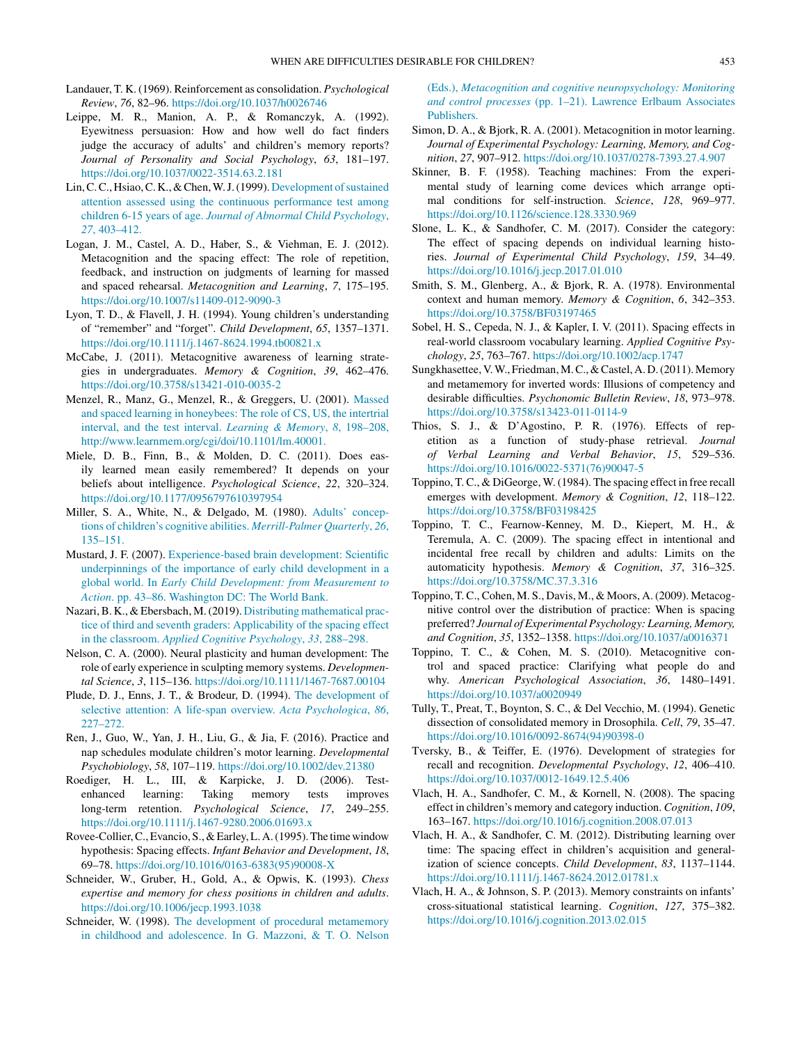Landauer, T. K. (1969). Reinforcement as consolidation. *Psychological Review*, *76*, 82–96. https://doi.org/10.1037/h0026746

Leippe, M. R., Manion, A. P., & Romanczyk, A. (1992). Eyewitness persuasion: How and how well do fact finders judge the accuracy of adults' and children's memory reports? *Journal of Personality and Social Psychology*, *63*, 181–197. https://doi.org/10.1037/0022-3514.63.2.181

Lin, C. C., Hsiao, C. K., & Chen, W. J. (1999). Development of sustained attention assessed using the continuous performance test among children 6-15 years of age. *Journal of Abnormal Child Psychology*, *27*, 403–412.

Logan, J. M., Castel, A. D., Haber, S., & Viehman, E. J. (2012). Metacognition and the spacing effect: The role of repetition, feedback, and instruction on judgments of learning for massed and spaced rehearsal. *Metacognition and Learning*, *7*, 175–195. https://doi.org/10.1007/s11409-012-9090-3

Lyon, T. D., & Flavell, J. H. (1994). Young children's understanding of "remember" and "forget". *Child Development*, *65*, 1357–1371. https://doi.org/10.1111/j.1467-8624.1994.tb00821.x

McCabe, J. (2011). Metacognitive awareness of learning strategies in undergraduates. *Memory & Cognition*, *39*, 462–476. https://doi.org/10.3758/s13421-010-0035-2

Menzel, R., Manz, G., Menzel, R., & Greggers, U. (2001). Massed and spaced learning in honeybees: The role of CS, US, the intertrial interval, and the test interval. *Learning & Memory*, *8*, 198–208, http://www.learnmem.org/cgi/doi/10.1101/lm.40001.

Miele, D. B., Finn, B., & Molden, D. C. (2011). Does easily learned mean easily remembered? It depends on your beliefs about intelligence. *Psychological Science*, *22*, 320–324. https://doi.org/10.1177/0956797610397954

Miller, S. A., White, N., & Delgado, M. (1980). Adults' conceptions of children's cognitive abilities. *Merrill-Palmer Quarterly*, *26*, 135–151.

Mustard, J. F. (2007). Experience-based brain development: Scientific underpinnings of the importance of early child development in a global world. In *Early Child Development: from Measurement to Action*. pp. 43–86. Washington DC: The World Bank.

Nazari, B. K., & Ebersbach, M. (2019). Distributing mathematical practice of third and seventh graders: Applicability of the spacing effect in the classroom. *Applied Cognitive Psychology*, *33*, 288–298.

Nelson, C. A. (2000). Neural plasticity and human development: The role of early experience in sculpting memory systems. *Developmental Science*, *3*, 115–136. https://doi.org/10.1111/1467-7687.00104

Plude, D. J., Enns, J. T., & Brodeur, D. (1994). The development of selective attention: A life-span overview. *Acta Psychologica*, *86*, 227–272.

Ren, J., Guo, W., Yan, J. H., Liu, G., & Jia, F. (2016). Practice and nap schedules modulate children's motor learning. *Developmental Psychobiology*, *58*, 107–119. https://doi.org/10.1002/dev.21380

Roediger, H. L., III, & Karpicke, J. D. (2006). Test-enhanced learning: Taking memory tests improves long-term retention. *Psychological Science*, *17*, 249–255. https://doi.org/10.1111/j.1467-9280.2006.01693.x

Rovee-Collier, C., Evancio, S., & Earley, L. A. (1995). The time window hypothesis: Spacing effects. *Infant Behavior and Development*, *18*, 69–78. https://doi.org/10.1016/0163-6383(95)90008-X

Schneider, W., Gruber, H., Gold, A., & Opwis, K. (1993). *Chess expertise and memory for chess positions in children and adults*. https://doi.org/10.1006/jecp.1993.1038

Schneider, W. (1998). The development of procedural metamemory in childhood and adolescence. In G. Mazzoni, & T. O. Nelson (Eds.), *Metacognition and cognitive neuropsychology: Monitoring and control processes* (pp. 1–21). Lawrence Erlbaum Associates Publishers.

Simon, D. A., & Bjork, R. A. (2001). Metacognition in motor learning. *Journal of Experimental Psychology: Learning, Memory, and Cognition*, *27*, 907–912. https://doi.org/10.1037/0278-7393.27.4.907

Skinner, B. F. (1958). Teaching machines: From the experimental study of learning come devices which arrange optimal conditions for self-instruction. *Science*, *128*, 969–977. https://doi.org/10.1126/science.128.3330.969

Slone, L. K., & Sandhofer, C. M. (2017). Consider the category: The effect of spacing depends on individual learning histories. *Journal of Experimental Child Psychology*, *159*, 34–49. https://doi.org/10.1016/j.jecp.2017.01.010

Smith, S. M., Glenberg, A., & Bjork, R. A. (1978). Environmental context and human memory. *Memory & Cognition*, *6*, 342–353. https://doi.org/10.3758/BF03197465

Sobel, H. S., Cepeda, N. J., & Kapler, I. V. (2011). Spacing effects in real-world classroom vocabulary learning. *Applied Cognitive Psychology*, *25*, 763–767. https://doi.org/10.1002/acp.1747

Sungkhasettee, V. W., Friedman, M. C., & Castel, A. D. (2011). Memory and metamemory for inverted words: Illusions of competency and desirable difficulties. *Psychonomic Bulletin Review*, *18*, 973–978. https://doi.org/10.3758/s13423-011-0114-9

Thios, S. J., & D'Agostino, P. R. (1976). Effects of repetition as a function of study-phase retrieval. *Journal of Verbal Learning and Verbal Behavior*, *15*, 529–536. https://doi.org/10.1016/0022-5371(76)90047-5

Toppino, T. C., & DiGeorge, W. (1984). The spacing effect in free recall emerges with development. *Memory & Cognition*, *12*, 118–122. https://doi.org/10.3758/BF03198425

Toppino, T. C., Fearnow-Kenney, M. D., Kiepert, M. H., & Teremula, A. C. (2009). The spacing effect in intentional and incidental free recall by children and adults: Limits on the automaticity hypothesis. *Memory & Cognition*, *37*, 316–325. https://doi.org/10.3758/MC.37.3.316

Toppino, T. C., Cohen, M. S., Davis, M., & Moors, A. (2009). Metacognitive control over the distribution of practice: When is spacing preferred? *Journal of Experimental Psychology: Learning, Memory, and Cognition*, *35*, 1352–1358. https://doi.org/10.1037/a0016371

Toppino, T. C., & Cohen, M. S. (2010). Metacognitive control and spaced practice: Clarifying what people do and why. *American Psychological Association*, *36*, 1480–1491. https://doi.org/10.1037/a0020949

Tully, T., Preat, T., Boynton, S. C., & Del Vecchio, M. (1994). Genetic dissection of consolidated memory in Drosophila. *Cell*, *79*, 35–47. https://doi.org/10.1016/0092-8674(94)90398-0

Tversky, B., & Teiffer, E. (1976). Development of strategies for recall and recognition. *Developmental Psychology*, *12*, 406–410. https://doi.org/10.1037/0012-1649.12.5.406

Vlach, H. A., Sandhofer, C. M., & Kornell, N. (2008). The spacing effect in children's memory and category induction. *Cognition*, *109*, 163–167. https://doi.org/10.1016/j.cognition.2008.07.013

Vlach, H. A., & Sandhofer, C. M. (2012). Distributing learning over time: The spacing effect in children's acquisition and generalization of science concepts. *Child Development*, *83*, 1137–1144. https://doi.org/10.1111/j.1467-8624.2012.01781.x

Vlach, H. A., & Johnson, S. P. (2013). Memory constraints on infants' cross-situational statistical learning. *Cognition*, *127*, 375–382. https://doi.org/10.1016/j.cognition.2013.02.015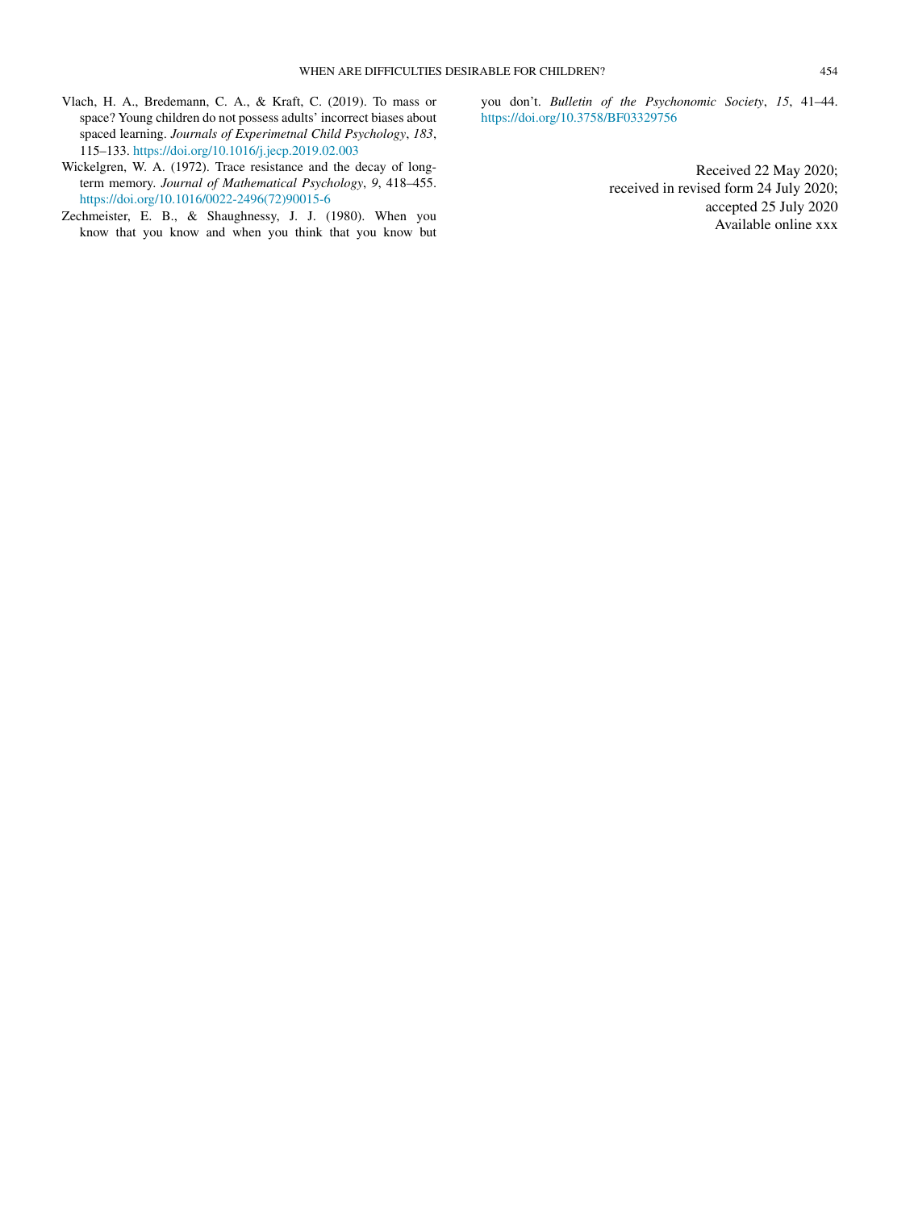Vlach, H. A., Bredemann, C. A., & Kraft, C. (2019). To mass or space? Young children do not possess adults' incorrect biases about spaced learning. *Journals of Experimetnal Child Psychology*, *183*, 115–133. https://doi.org/10.1016/j.jecp.2019.02.003

Wickelgren, W. A. (1972). Trace resistance and the decay of long-term memory. *Journal of Mathematical Psychology*, *9*, 418–455. https://doi.org/10.1016/0022-2496(72)90015-6

Zechmeister, E. B., & Shaughnessy, J. J. (1980). When you know that you know and when you think that you know but you don't. *Bulletin of the Psychonomic Society*, *15*, 41–44. https://doi.org/10.3758/BF03329756

Received 22 May 2020;
received in revised form 24 July 2020;
accepted 25 July 2020
Available online xxx